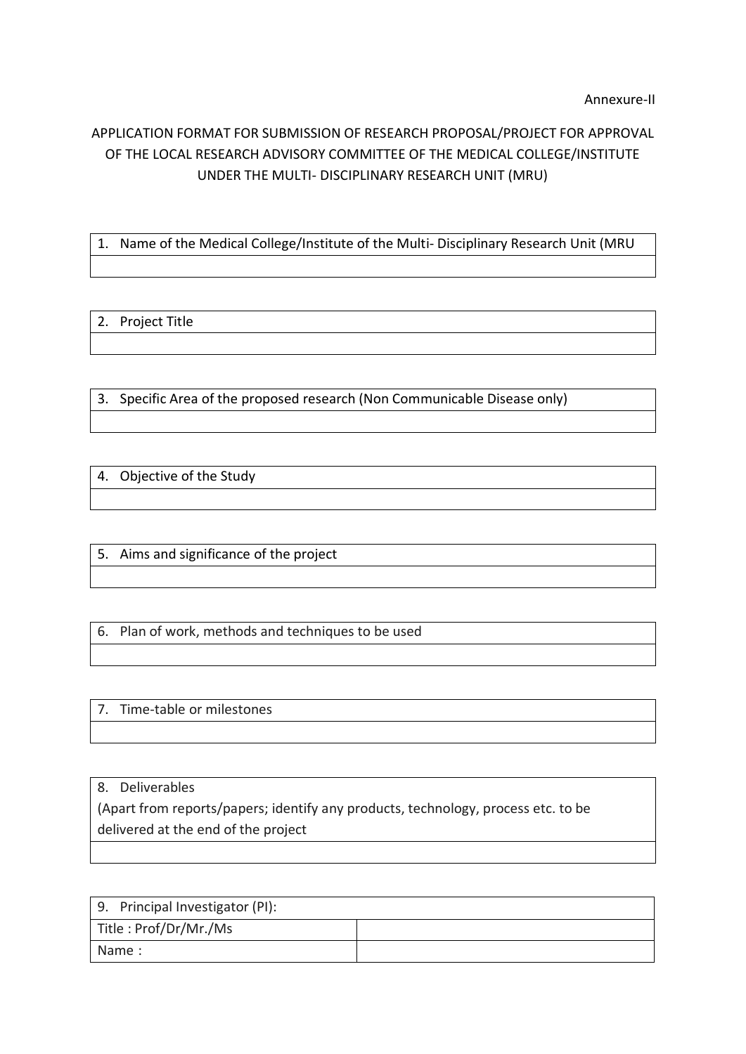Annexure-II

APPLICATION FORMAT FOR SUBMISSION OF RESEARCH PROPOSAL/PROJECT FOR APPROVAL OF THE LOCAL RESEARCH ADVISORY COMMITTEE OF THE MEDICAL COLLEGE/INSTITUTE UNDER THE MULTI- DISCIPLINARY RESEARCH UNIT (MRU)

| 1. Name of the Medical College/Institute of the Multi- Disciplinary Research Unit (MRU |
|---|
| |

| 2. Project Title |
|---|
| |

| 3. Specific Area of the proposed research (Non Communicable Disease only) |
|---|
| |

| 4. Objective of the Study |
|---|
| |

| 5. Aims and significance of the project |
|---|
| |

| 6. Plan of work, methods and techniques to be used |
|---|
| |

| 7. Time-table or milestones |
|---|
| |

| 8. Deliverables (Apart from reports/papers; identify any products, technology, process etc. to be delivered at the end of the project |
|---|
| |

| 9. Principal Investigator (PI): | |
|---|---|
| Title : Prof/Dr/Mr./Ms | |
| Name : | |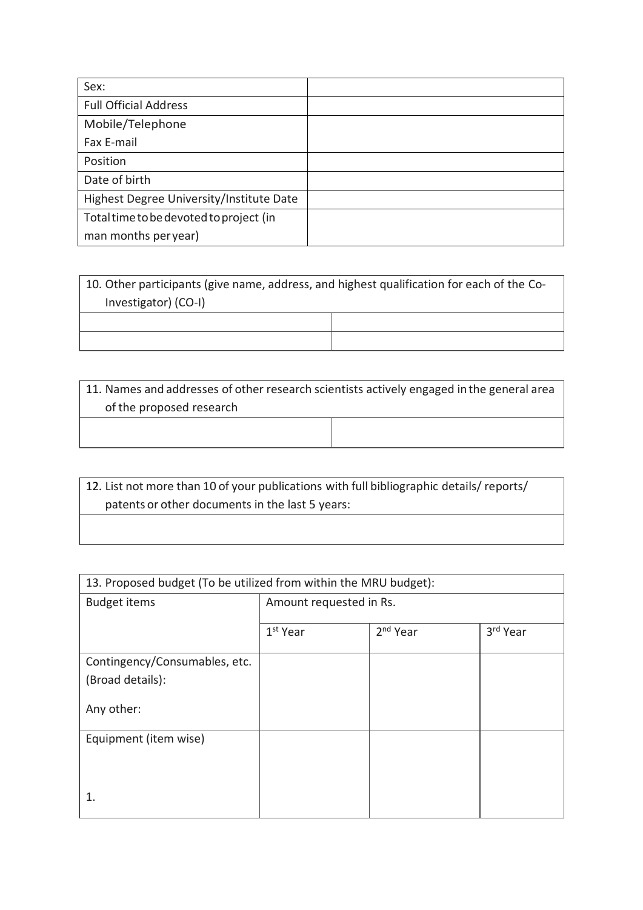| Sex: | |
|---|---|
| Full Official Address | |
| Mobile/Telephone<br>Fax E-mail | |
| Position | |
| Date of birth | |
| Highest Degree University/Institute Date | |
| Total time to be devoted to project (in man months per year) | |

| 10. Other participants (give name, address, and highest qualification for each of the Co-Investigator) (CO-I) | |
|---|---|
| | |
| | |

| 11. Names and addresses of other research scientists actively engaged in the general area of the proposed research | |
|---|---|
| | |

| 12. List not more than 10 of your publications with full bibliographic details/ reports/ patents or other documents in the last 5 years: |
|---|
| |

| 13. Proposed budget (To be utilized from within the MRU budget): | | | |
|---|---|---|---|
| Budget items | Amount requested in Rs. | | |
| | 1st Year | 2nd Year | 3rd Year |
| Contingency/Consumables, etc.<br>(Broad details):<br><br>Any other: | | | |
| Equipment (item wise)<br><br><br>1. | | | |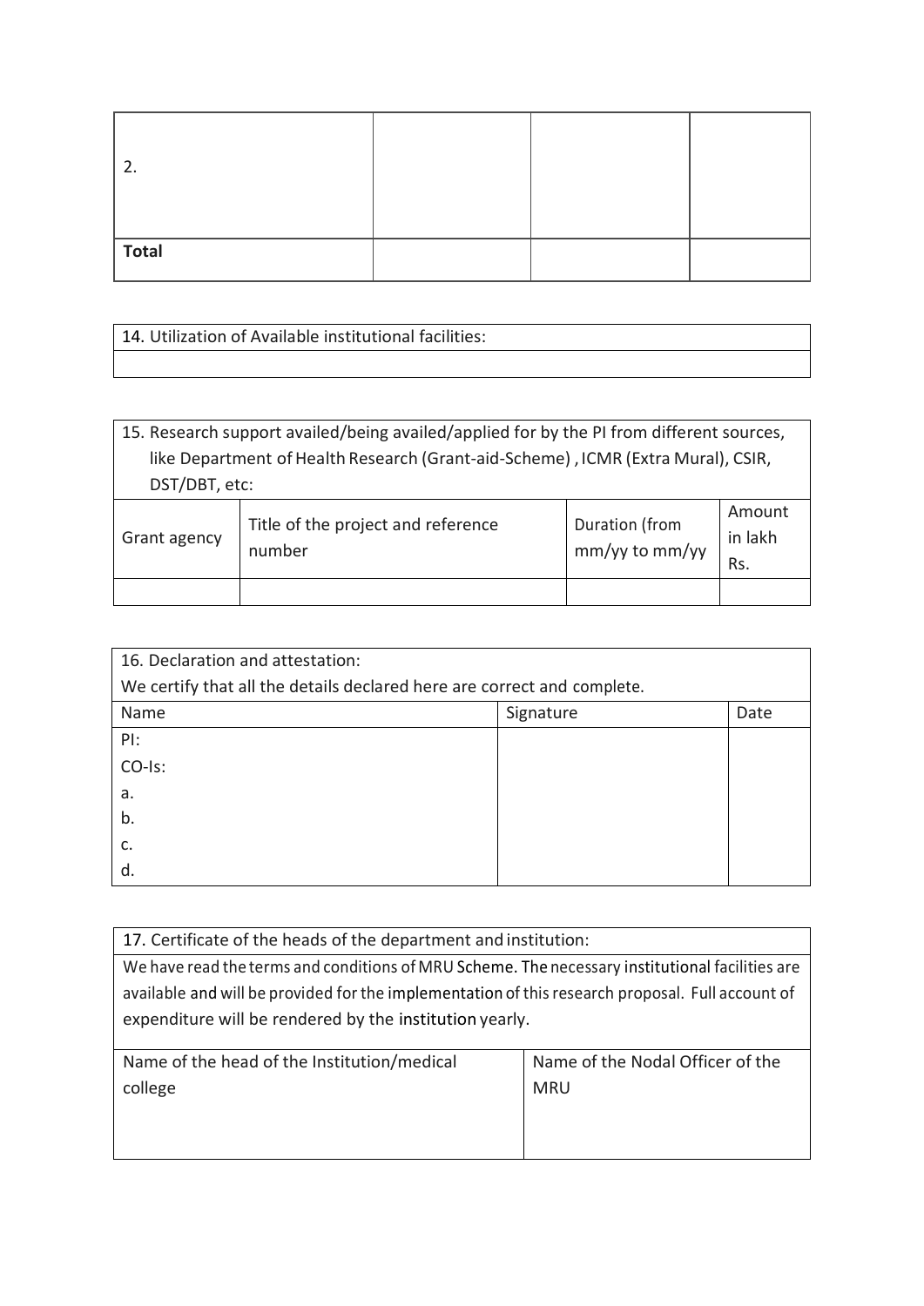| 2. | | | |
|---|---|---|---|
| **Total** | | | |

| 14. Utilization of Available institutional facilities: |
|---|
| |

| 15. Research support availed/being availed/applied for by the PI from different sources, like Department of Health Research (Grant-aid-Scheme) , ICMR (Extra Mural), CSIR, DST/DBT, etc: | | | |
|---|---|---|---|
| Grant agency | Title of the project and reference number | Duration (from mm/yy to mm/yy | Amount in lakh Rs. |
| | | | |

| 16. Declaration and attestation:<br>We certify that all the details declared here are correct and complete. | | |
|---|---|---|
| Name | Signature | Date |
| PI:<br>CO-Is:<br>a.<br>b.<br>c.<br>d. | | |

| 17. Certificate of the heads of the department and institution:<br>We have read the terms and conditions of MRU Scheme. The necessary institutional facilities are available and will be provided for the implementation of this research proposal. Full account of expenditure will be rendered by the institution yearly. | |
|---|---|
| Name of the head of the Institution/medical college | Name of the Nodal Officer of the MRU |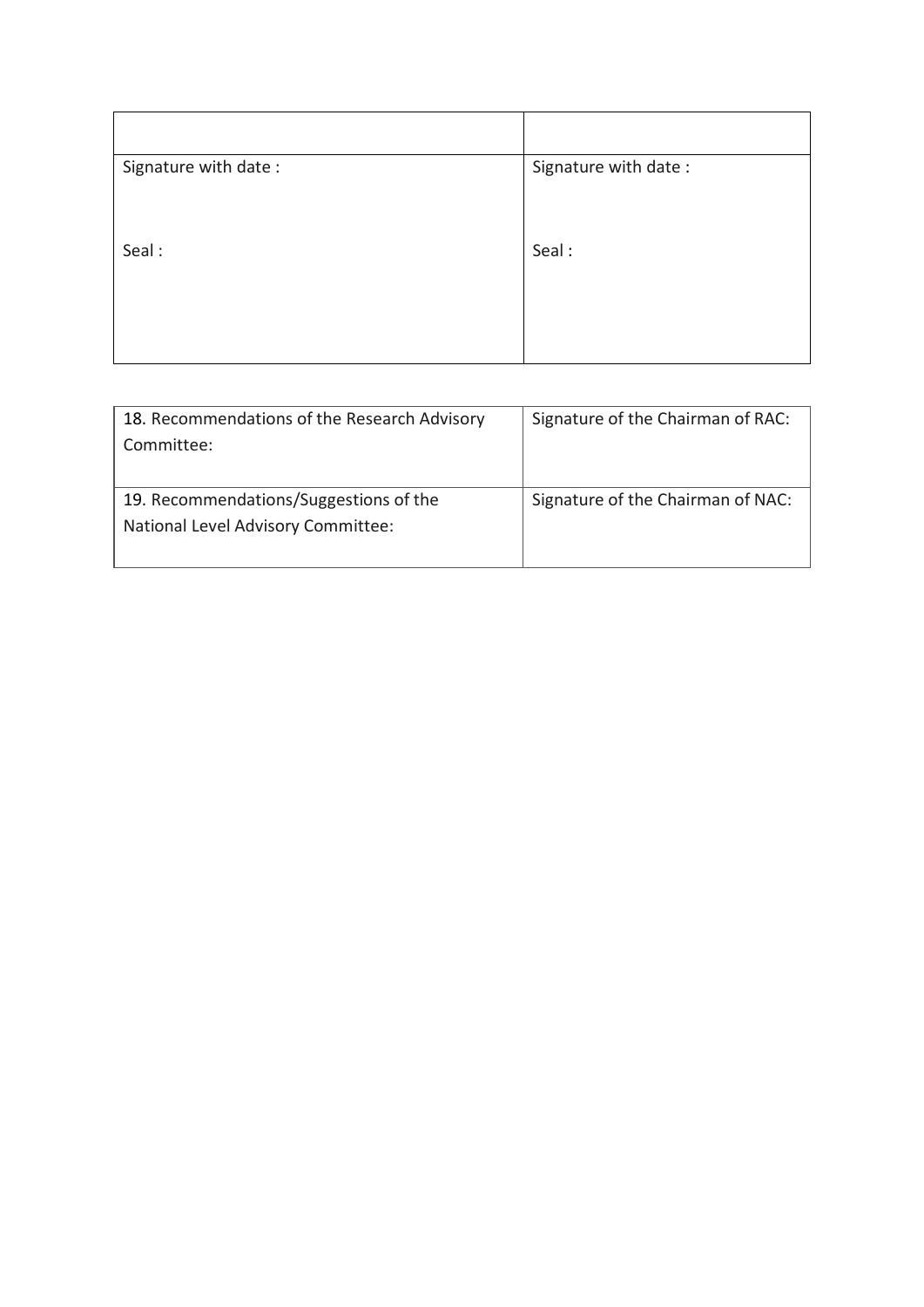| | |
|---|---|
| Signature with date :<br><br><br>Seal : | Signature with date :<br><br><br>Seal : |

| | |
|---|---|
| 18. Recommendations of the Research Advisory Committee: | Signature of the Chairman of RAC: |
| 19. Recommendations/Suggestions of the National Level Advisory Committee: | Signature of the Chairman of NAC: |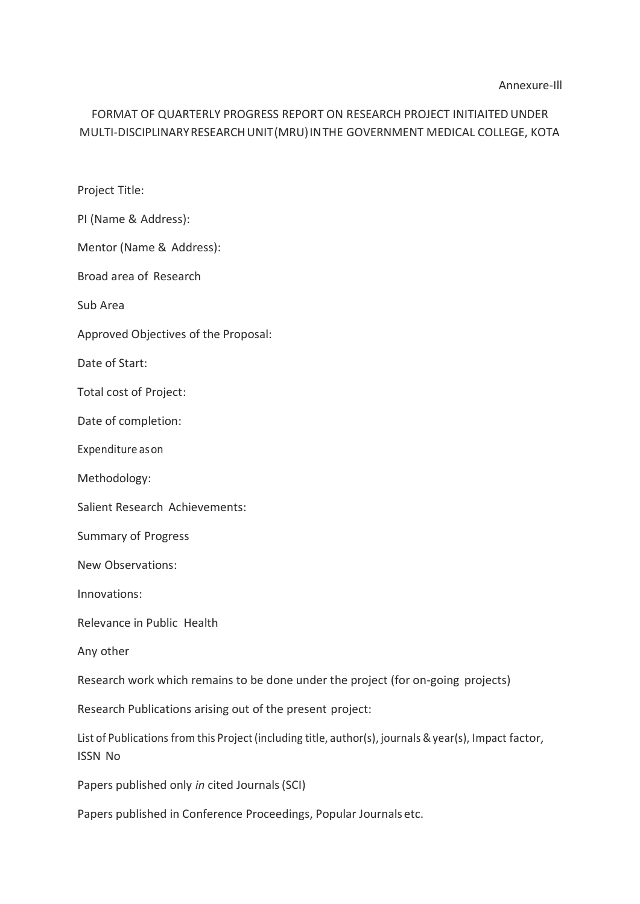Annexure-Ill

## FORMAT OF QUARTERLY PROGRESS REPORT ON RESEARCH PROJECT INITIAITED UNDER MULTI-DISCIPLINARY RESEARCH UNIT (MRU) IN THE GOVERNMENT MEDICAL COLLEGE, KOTA

Project Title:

PI (Name & Address):

Mentor (Name & Address):

Broad area of Research

Sub Area

Approved Objectives of the Proposal:

Date of Start:

Total cost of Project:

Date of completion:

Expenditure as on

Methodology:

Salient Research Achievements:

Summary of Progress

New Observations:

Innovations:

Relevance in Public Health

Any other

Research work which remains to be done under the project (for on-going projects)

Research Publications arising out of the present project:

List of Publications from this Project (including title, author(s), journals & year(s), Impact factor, ISSN No

Papers published only *in* cited Journals (SCI)

Papers published in Conference Proceedings, Popular Journals etc.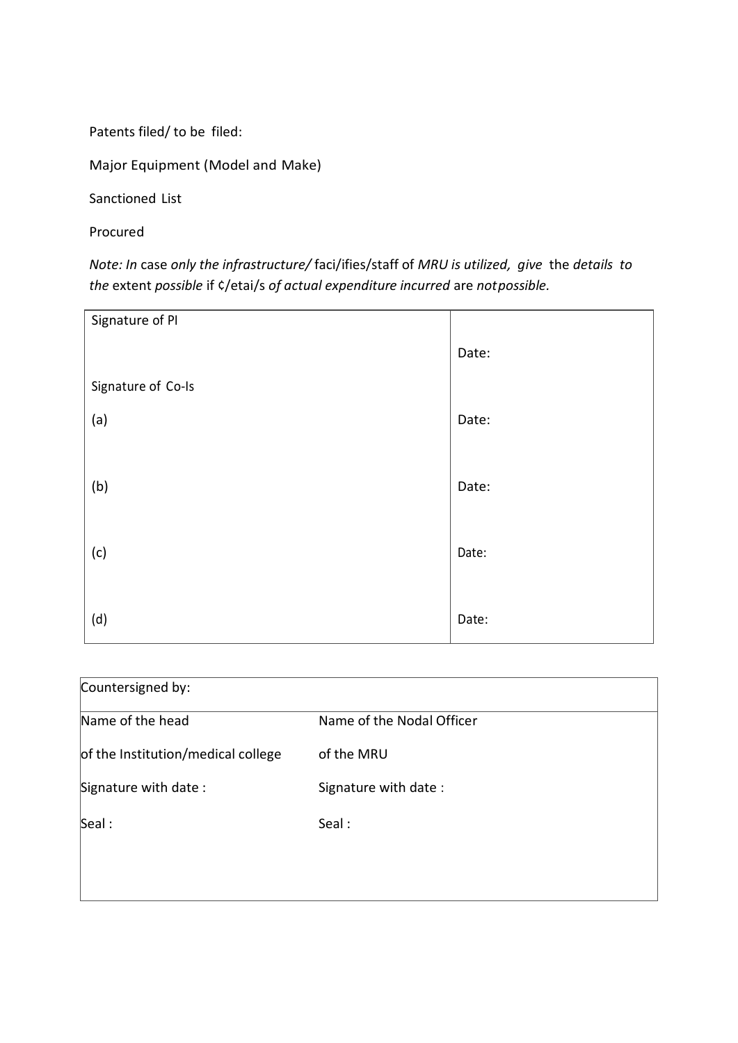Patents filed/ to be filed:

Major Equipment (Model and Make)

Sanctioned List

Procured

*Note: In* case *only the infrastructure/* faci/ifies/staff of *MRU is utilized, give* the *details to the* extent *possible* if ¢/etai/s *of actual expenditure incurred* are *notpossible.*

| | |
|---|---|
| Signature of PI | Date: |
| Signature of Co-Is | |
| (a) | Date: |
| (b) | Date: |
| (c) | Date: |
| (d) | Date: |

| Countersigned by: | |
|---|---|
| Name of the head of the Institution/medical college | Name of the Nodal Officer of the MRU |
| Signature with date : | Signature with date : |
| Seal : | Seal : |